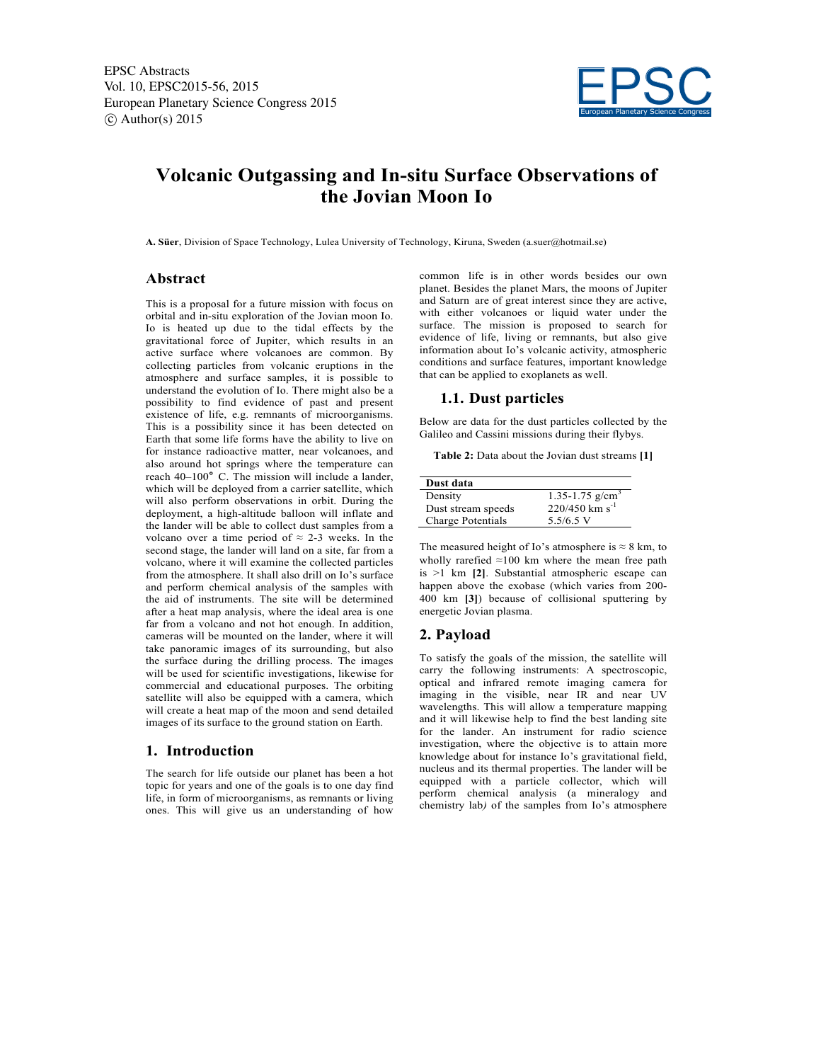# Volcanic Outgassing and In-situu Surface Observations of the Jovian Moon Io

**A. Süer**, Division of Space Technology, Lulea University of Technology, Kiruna, Sweden (a.suer@hotmail.se)

## Abstract

This is a proposal for a future mission with focus on orbital and in-situ exploration of the Jovian moon Io. Io is heated up due to the tidal effects by the gravitational force of Jupiter, which results in an active surface where volcanoes are common. By collecting particles from volcanic eruptions in the atmosphere and surface samples, it is possible to understand the evolution of Io. There might also be a possibility to find evidence of past and present existence of life, e.g. remnants of microorganisms. This is a possibility since it has been detected on Earth that some life forms have the ability to live on for instance radioactive matter, near volcanoes, and also around hot springs where the temperature can reach 40–100° C. The mission will include a lander, which will be deployed from a carrier satellite, which will also perform observations in orbit. During the deployment, a high-altitude balloon will inflate and the lander will be able to collect dust samples from a volcano over a time period of ≈ 2-3 weeks. In the second stage, the lander will land on a site, far from a volcano, where it will examine the collected particles from the atmosphere. It shall also drill on Io's surface and perform chemical analysis of the samples with the aid of instruments. The site will be determined after a heat map analysis, where the ideal area is one far from a volcano and not hot enough. In addition, cameras will be mounted on the lander, where it will take panoramic images of its surrounding, but also the surface during the drilling process. The images will be used for scientific investigations, likewise for commercial and educational purposes. The orbiting satellite will also be equipped with a camera, which will create a heat map of the moon and send detailed images of its surface to the ground station on Earth.

## 1. Introduction

The search for life outside our planet has been a hot topic for years and one of the goals is to one day find life, in form of microorganisms, as remnants or living ones. This will give us an understanding of how common life is in other words besides our own planet. Besides the planet Mars, the moons of Jupiter and Saturn are of great interest since they are active, with either volcanoes or liquid water under the surface. The mission is proposed to search for evidence of life, living or remnants, but also give information about Io's volcanic activity, atmospheric conditions and surface features, important knowledge that can be applied to exoplanets as well.

### 1.1. Dust particles

Below are data for the dust particles collected by the Galileo and Cassini missions during their flybys.

**Table 2:** Data about the Jovian dust streams **[1]**

| Dust data | |
|---|---|
| Density | 1.35-1.75 $g/cm^3$ |
| Dust stream speeds | 220/450 $km\ s^{-1}$ |
| Charge Potentials | 5.5/6.5 V |

The measured height of Io's atmosphere is ≈ 8 km, to wholly rarefied ≈100 km where the mean free path is >1 km **[2]**. Substantial atmospheric escape can happen above the exobase (which varies from 200-400 km **[3]**) because of collisional sputtering by energetic Jovian plasma.

## 2. Payload

To satisfy the goals of the mission, the satellite will carry the following instruments: A spectroscopic, optical and infrared remote imaging camera for imaging in the visible, near IR and near UV wavelengths. This will allow a temperature mapping and it will likewise help to find the best landing site for the lander. An instrument for radio science investigation, where the objective is to attain more knowledge about for instance Io's gravitational field, nucleus and its thermal properties. The lander will be equipped with a particle collector, which will perform chemical analysis (a mineralogy and chemistry lab*)* of the samples from Io's atmosphere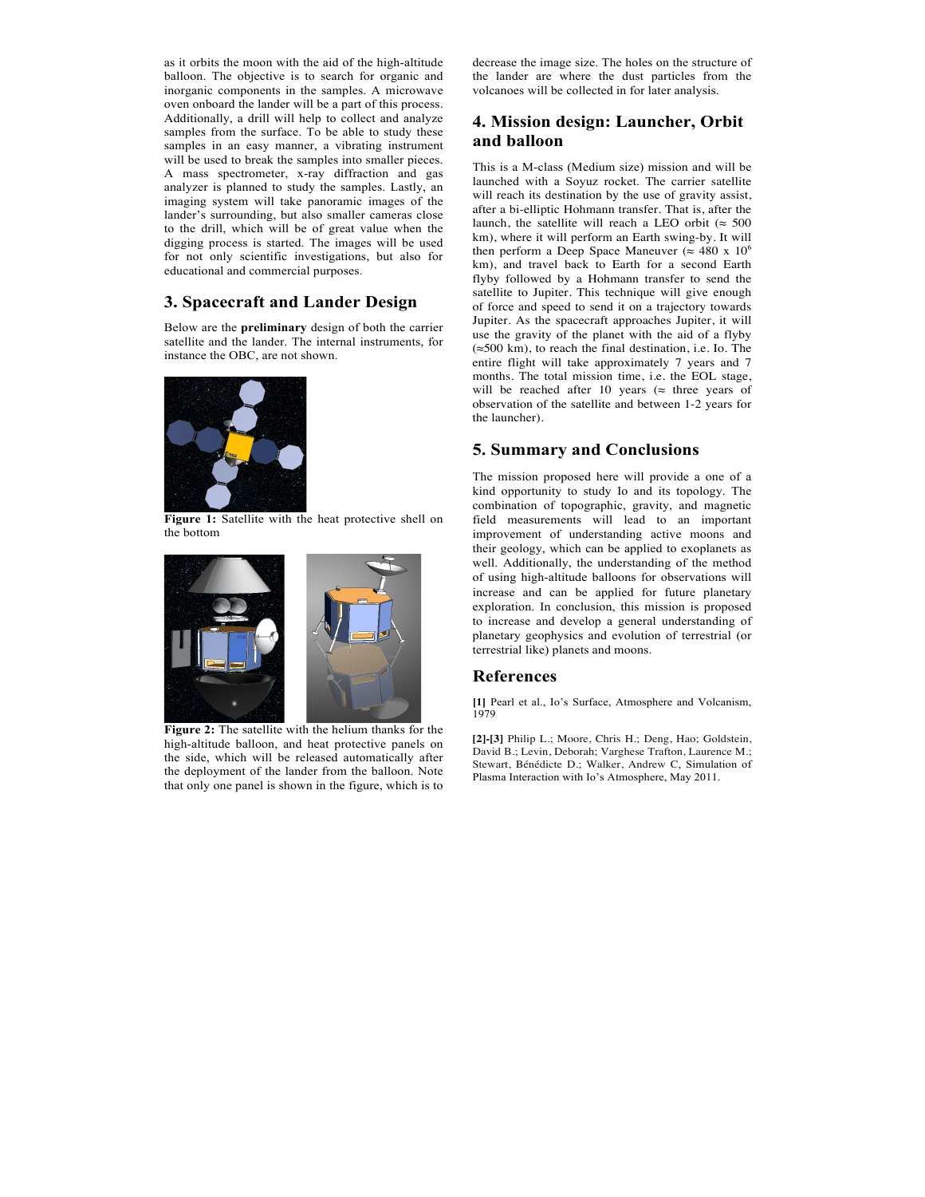as it orbits the moon with the aid of the high-altitude balloon. The objective is to search for organic and inorganic components in the samples. A microwave oven onboard the lander will be a part of this process. Additionally, a drill will help to collect and analyze samples from the surface. To be able to study these samples in an easy manner, a vibrating instrument will be used to break the samples into smaller pieces. A mass spectrometer, x-ray diffraction and gas analyzer is planned to study the samples. Lastly, an imaging system will take panoramic images of the lander's surrounding, but also smaller cameras close to the drill, which will be of great value when the digging process is started. The images will be used for not only scientific investigations, but also for educational and commercial purposes.

## 3. Spacecraft and Lander Design

Below are the **preliminary** design of both the carrier satellite and the lander. The internal instruments, for instance the OBC, are not shown.

**Figure 1:** Satellite with the heat protective shell on the bottom

**Figure 2:** The satellite with the helium thanks for the high-altitude balloon, and heat protective panels on the side, which will be released automatically after the deployment of the lander from the balloon. Note that only one panel is shown in the figure, which is to decrease the image size. The holes on the structure of the lander are where the dust particles from the volcanoes will be collected in for later analysis.

## 4. Mission design: Launcher, Orbit and balloon

This is a M-class (Medium size) mission and will be launched with a Soyuz rocket. The carrier satellite will reach its destination by the use of gravity assist, after a bi-elliptic Hohmann transfer. That is, after the launch, the satellite will reach a LEO orbit (≈ 500 km), where it will perform an Earth swing-by. It will then perform a Deep Space Maneuver (≈ 480 x $10^6$ km), and travel back to Earth for a second Earth flyby followed by a Hohmann transfer to send the satellite to Jupiter. This technique will give enough of force and speed to send it on a trajectory towards Jupiter. As the spacecraft approaches Jupiter, it will use the gravity of the planet with the aid of a flyby (≈500 km), to reach the final destination, i.e. Io. The entire flight will take approximately 7 years and 7 months. The total mission time, i.e. the EOL stage, will be reached after 10 years (≈ three years of observation of the satellite and between 1-2 years for the launcher).

## 5. Summary and Conclusions

The mission proposed here will provide a one of a kind opportunity to study Io and its topology. The combination of topographic, gravity, and magnetic field measurements will lead to an important improvement of understanding active moons and their geology, which can be applied to exoplanets as well. Additionally, the understanding of the method of using high-altitude balloons for observations will increase and can be applied for future planetary exploration. In conclusion, this mission is proposed to increase and develop a general understanding of planetary geophysics and evolution of terrestrial (or terrestrial like) planets and moons.

## References

**[1]** Pearl et al., Io's Surface, Atmosphere and Volcanism, 1979

**[2]-[3]** Philip L.; Moore, Chris H.; Deng, Hao; Goldstein, David B.; Levin, Deborah; Varghese Trafton, Laurence M.; Stewart, Bénédicte D.; Walker, Andrew C, Simulation of Plasma Interaction with Io's Atmosphere, May 2011.